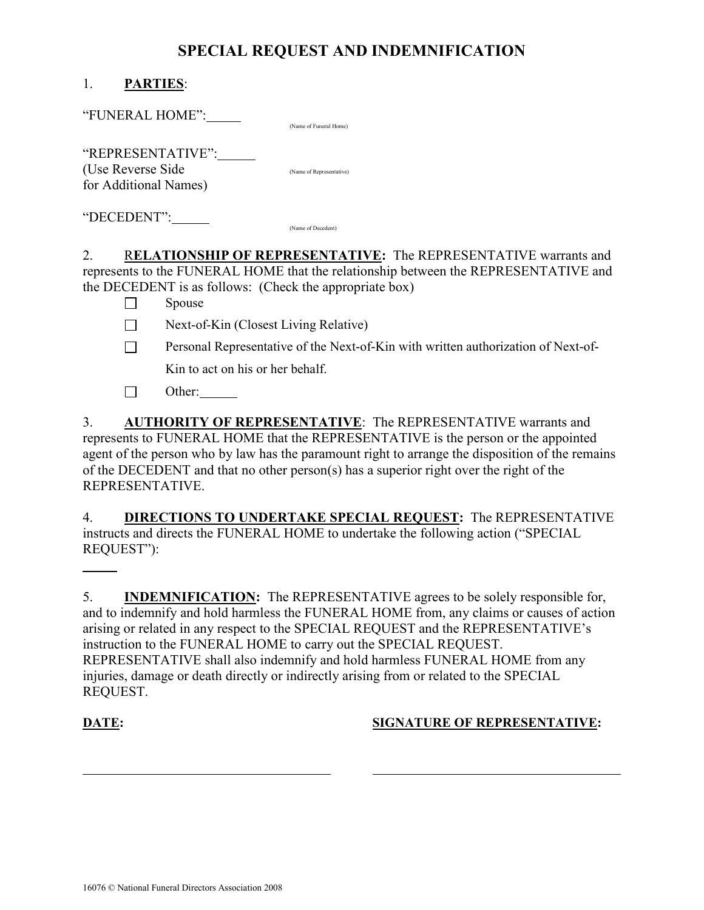# SPECIAL REQUEST AND INDEMNIFICATION

1. **PARTIES**:

"FUNERAL HOME": _____
(Name of Funeral Home)

"REPRESENTATIVE": _____
(Use Reverse Side for Additional Names)
(Name of Representative)

"DECEDENT": _____
(Name of Decedent)

2. **RELATIONSHIP OF REPRESENTATIVE:** The REPRESENTATIVE warrants and represents to the FUNERAL HOME that the relationship between the REPRESENTATIVE and the DECEDENT is as follows: (Check the appropriate box)

- ☐ Spouse
- ☐ Next-of-Kin (Closest Living Relative)
- ☐ Personal Representative of the Next-of-Kin with written authorization of Next-of-Kin to act on his or her behalf.
- ☐ Other: _____

3. **AUTHORITY OF REPRESENTATIVE**: The REPRESENTATIVE warrants and represents to FUNERAL HOME that the REPRESENTATIVE is the person or the appointed agent of the person who by law has the paramount right to arrange the disposition of the remains of the DECEDENT and that no other person(s) has a superior right over the right of the REPRESENTATIVE.

4. **DIRECTIONS TO UNDERTAKE SPECIAL REQUEST:** The REPRESENTATIVE instructs and directs the FUNERAL HOME to undertake the following action ("SPECIAL REQUEST"):

_____

5. **INDEMNIFICATION:** The REPRESENTATIVE agrees to be solely responsible for, and to indemnify and hold harmless the FUNERAL HOME from, any claims or causes of action arising or related in any respect to the SPECIAL REQUEST and the REPRESENTATIVE's instruction to the FUNERAL HOME to carry out the SPECIAL REQUEST. REPRESENTATIVE shall also indemnify and hold harmless FUNERAL HOME from any injuries, damage or death directly or indirectly arising from or related to the SPECIAL REQUEST.

| **DATE:** | **SIGNATURE OF REPRESENTATIVE:** |
| --- | --- |
| ______________________________ | ______________________________ |

16076 © National Funeral Directors Association 2008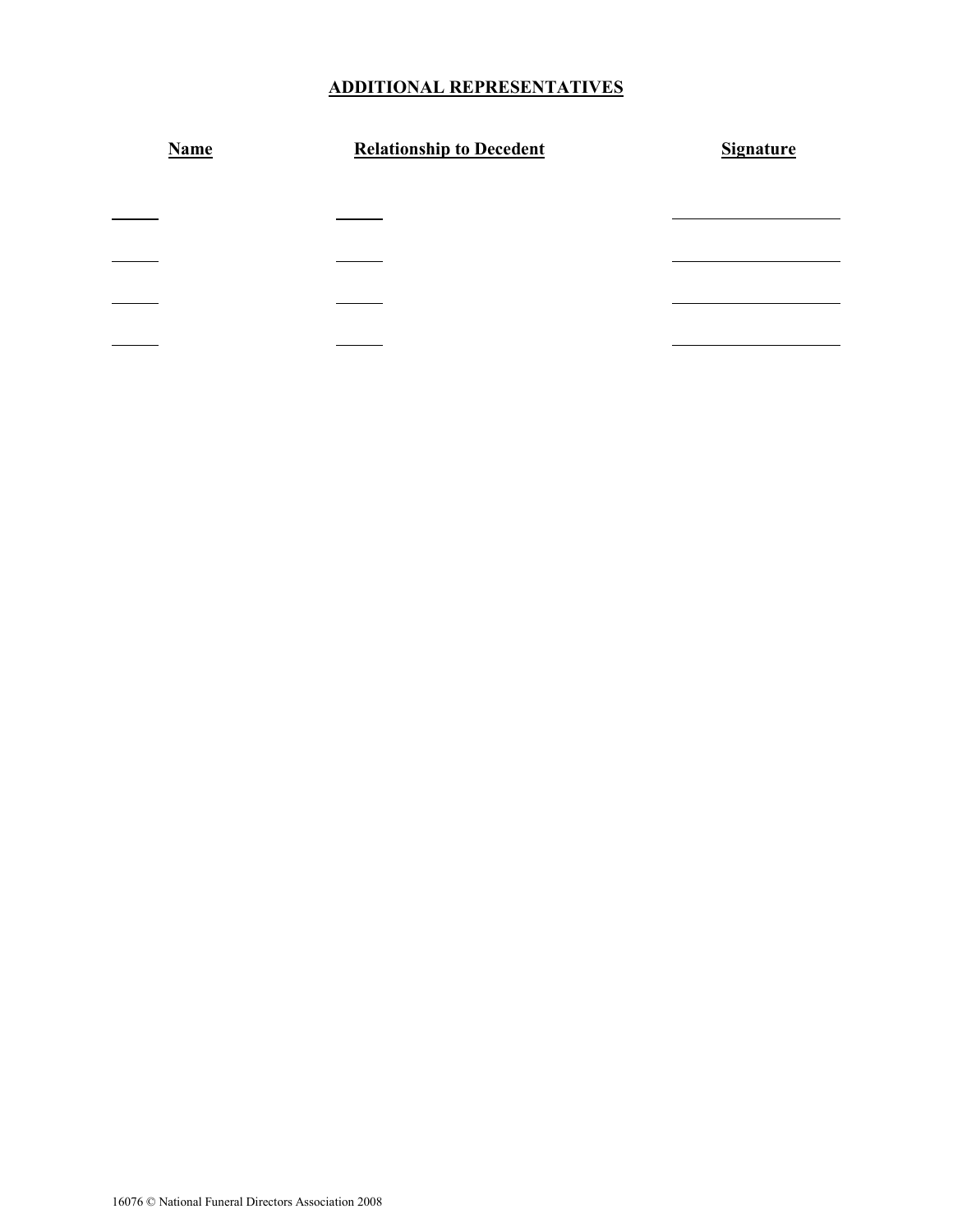## ADDITIONAL REPRESENTATIVES

| Name | Relationship to Decedent | Signature |
| --- | --- | --- |
| ______ | ______ | ____________________ |
| ______ | ______ | ____________________ |
| ______ | ______ | ____________________ |
| ______ | ______ | ____________________ |

16076 © National Funeral Directors Association 2008